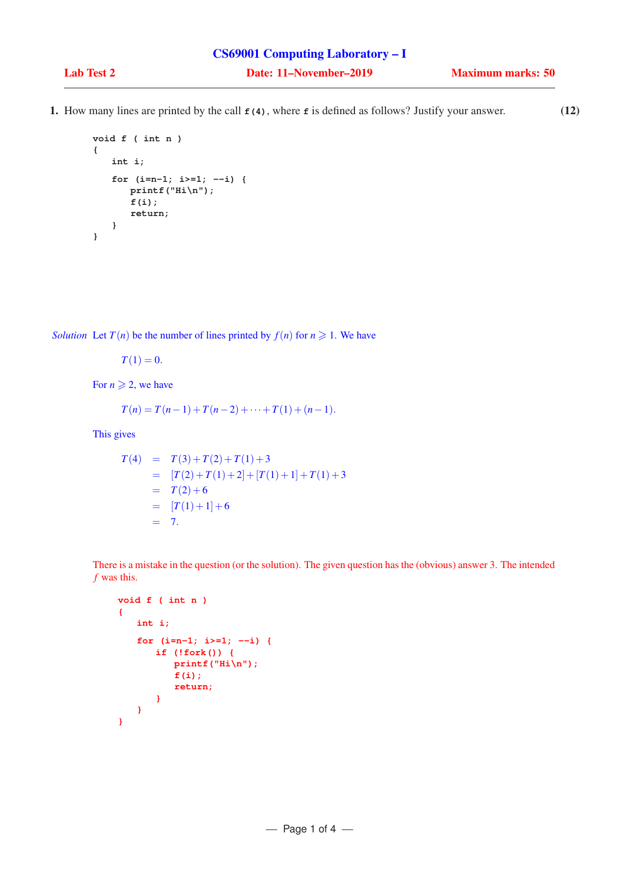# CS69001 Computing Laboratory – I

**Lab Test 2** **Date: 11–November–2019** **Maximum marks: 50**

---

**1.** How many lines are printed by the call `f(4)`, where `f` is defined as follows? Justify your answer. **(12)**

```
void f ( int n )
{
    int i;

    for (i=n-1; i>=1; --i) {
        printf("Hi\n");
        f(i);
        return;
    }
}
```

*Solution* Let $T(n)$ be the number of lines printed by $f(n)$ for $n \geqslant 1$. We have

$$T(1) = 0.$$

For $n \geqslant 2$, we have

$$T(n) = T(n-1) + T(n-2) + \cdots + T(1) + (n-1).$$

This gives

$$\begin{aligned}
T(4) &= T(3) + T(2) + T(1) + 3 \\
&= [T(2) + T(1) + 2] + [T(1) + 1] + T(1) + 3 \\
&= T(2) + 6 \\
&= [T(1) + 1] + 6 \\
&= 7.
\end{aligned}$$

There is a mistake in the question (or the solution). The given question has the (obvious) answer 3. The intended $f$ was this.

```
void f ( int n )
{
    int i;

    for (i=n-1; i>=1; --i) {
        if (!fork()) {
            printf("Hi\n");
            f(i);
            return;
        }
    }
}
```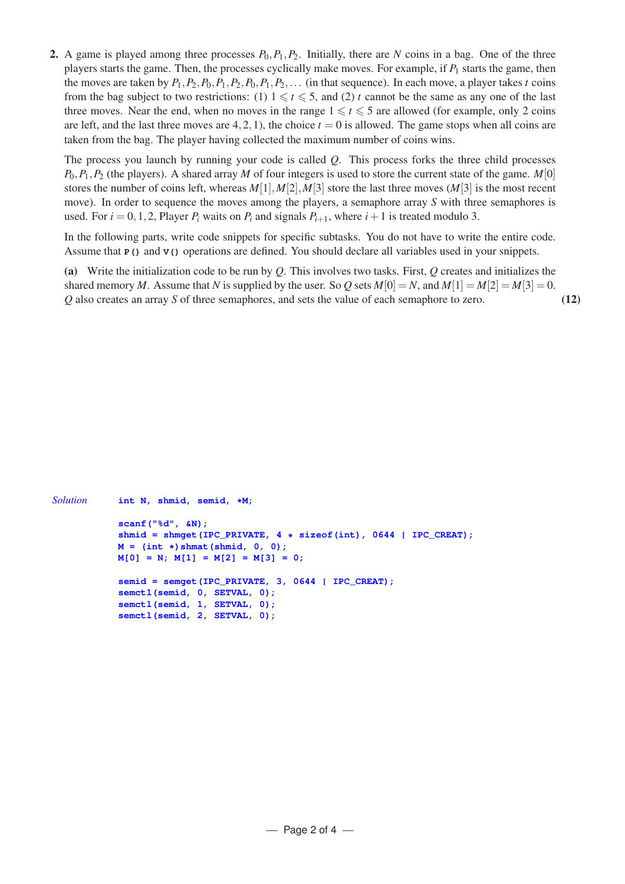**2.** A game is played among three processes $P_0, P_1, P_2$. Initially, there are $N$ coins in a bag. One of the three players starts the game. Then, the processes cyclically make moves. For example, if $P_1$ starts the game, then the moves are taken by $P_1, P_2, P_0, P_1, P_2, P_0, P_1, P_2, \ldots$ (in that sequence). In each move, a player takes $t$ coins from the bag subject to two restrictions: (1) $1 \leqslant t \leqslant 5$, and (2) $t$ cannot be the same as any one of the last three moves. Near the end, when no moves in the range $1 \leqslant t \leqslant 5$ are allowed (for example, only 2 coins are left, and the last three moves are $4, 2, 1$), the choice $t = 0$ is allowed. The game stops when all coins are taken from the bag. The player having collected the maximum number of coins wins.

The process you launch by running your code is called $Q$. This process forks the three child processes $P_0, P_1, P_2$ (the players). A shared array $M$ of four integers is used to store the current state of the game. $M[0]$ stores the number of coins left, whereas $M[1], M[2], M[3]$ store the last three moves ($M[3]$ is the most recent move). In order to sequence the moves among the players, a semaphore array $S$ with three semaphores is used. For $i = 0, 1, 2$, Player $P_i$ waits on $P_i$ and signals $P_{i+1}$, where $i + 1$ is treated modulo 3.

In the following parts, write code snippets for specific subtasks. You do not have to write the entire code. Assume that `P()` and `V()` operations are defined. You should declare all variables used in your snippets.

**(a)** Write the initialization code to be run by $Q$. This involves two tasks. First, $Q$ creates and initializes the shared memory $M$. Assume that $N$ is supplied by the user. So $Q$ sets $M[0] = N$, and $M[1] = M[2] = M[3] = 0$. $Q$ also creates an array $S$ of three semaphores, and sets the value of each semaphore to zero. **(12)**

*Solution*

```
int N, shmid, semid, *M;

scanf("%d", &N);
shmid = shmget(IPC_PRIVATE, 4 * sizeof(int), 0644 | IPC_CREAT);
M = (int *)shmat(shmid, 0, 0);
M[0] = N; M[1] = M[2] = M[3] = 0;

semid = semget(IPC_PRIVATE, 3, 0644 | IPC_CREAT);
semctl(semid, 0, SETVAL, 0);
semctl(semid, 1, SETVAL, 0);
semctl(semid, 2, SETVAL, 0);
```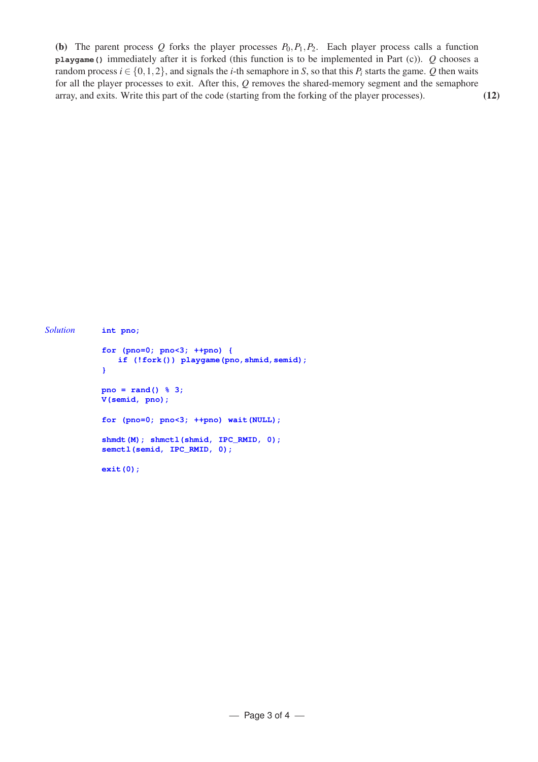**(b)** The parent process $Q$ forks the player processes $P_0, P_1, P_2$. Each player process calls a function `playgame()` immediately after it is forked (this function is to be implemented in Part (c)). $Q$ chooses a random process $i \in \{0, 1, 2\}$, and signals the $i$-th semaphore in $S$, so that this $P_i$ starts the game. $Q$ then waits for all the player processes to exit. After this, $Q$ removes the shared-memory segment and the semaphore array, and exits. Write this part of the code (starting from the forking of the player processes). **(12)**

*Solution*

```
int pno;

for (pno=0; pno<3; ++pno) {
   if (!fork()) playgame(pno,shmid,semid);
}

pno = rand() % 3;
V(semid, pno);

for (pno=0; pno<3; ++pno) wait(NULL);

shmdt(M); shmctl(shmid, IPC_RMID, 0);
semctl(semid, IPC_RMID, 0);

exit(0);
```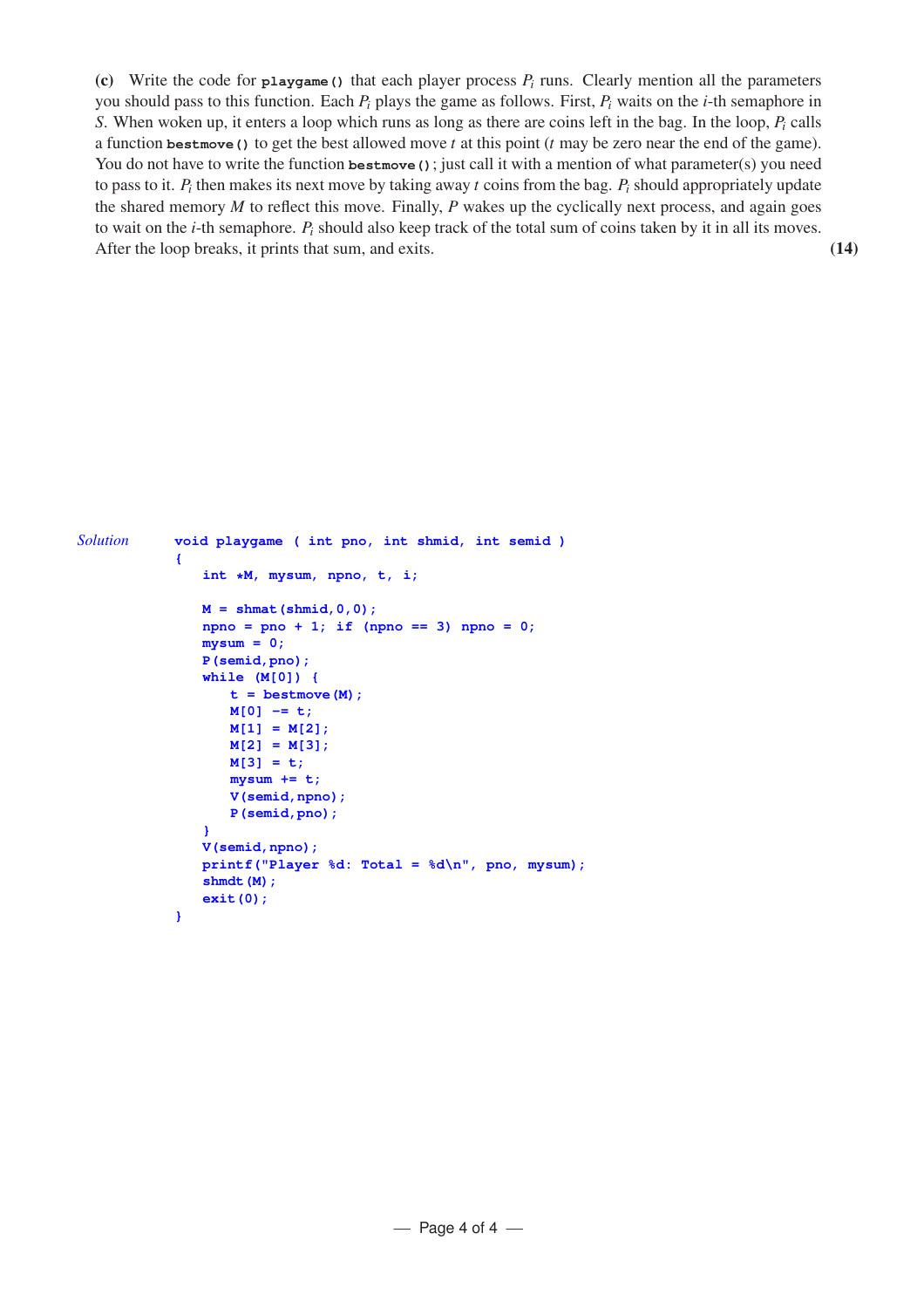**(c)** Write the code for `playgame()` that each player process $P_i$ runs. Clearly mention all the parameters you should pass to this function. Each $P_i$ plays the game as follows. First, $P_i$ waits on the $i$-th semaphore in $S$. When woken up, it enters a loop which runs as long as there are coins left in the bag. In the loop, $P_i$ calls a function `bestmove()` to get the best allowed move $t$ at this point ($t$ may be zero near the end of the game). You do not have to write the function `bestmove()`; just call it with a mention of what parameter(s) you need to pass to it. $P_i$ then makes its next move by taking away $t$ coins from the bag. $P_i$ should appropriately update the shared memory $M$ to reflect this move. Finally, $P$ wakes up the cyclically next process, and again goes to wait on the $i$-th semaphore. $P_i$ should also keep track of the total sum of coins taken by it in all its moves. After the loop breaks, it prints that sum, and exits. **(14)**

*Solution*

```
void playgame ( int pno, int shmid, int semid )
{
    int *M, mysum, npno, t, i;

    M = shmat(shmid,0,0);
    npno = pno + 1; if (npno == 3) npno = 0;
    mysum = 0;
    P(semid,pno);
    while (M[0]) {
        t = bestmove(M);
        M[0] -= t;
        M[1] = M[2];
        M[2] = M[3];
        M[3] = t;
        mysum += t;
        V(semid,npno);
        P(semid,pno);
    }
    V(semid,npno);
    printf("Player %d: Total = %d\n", pno, mysum);
    shmdt(M);
    exit(0);
}
```